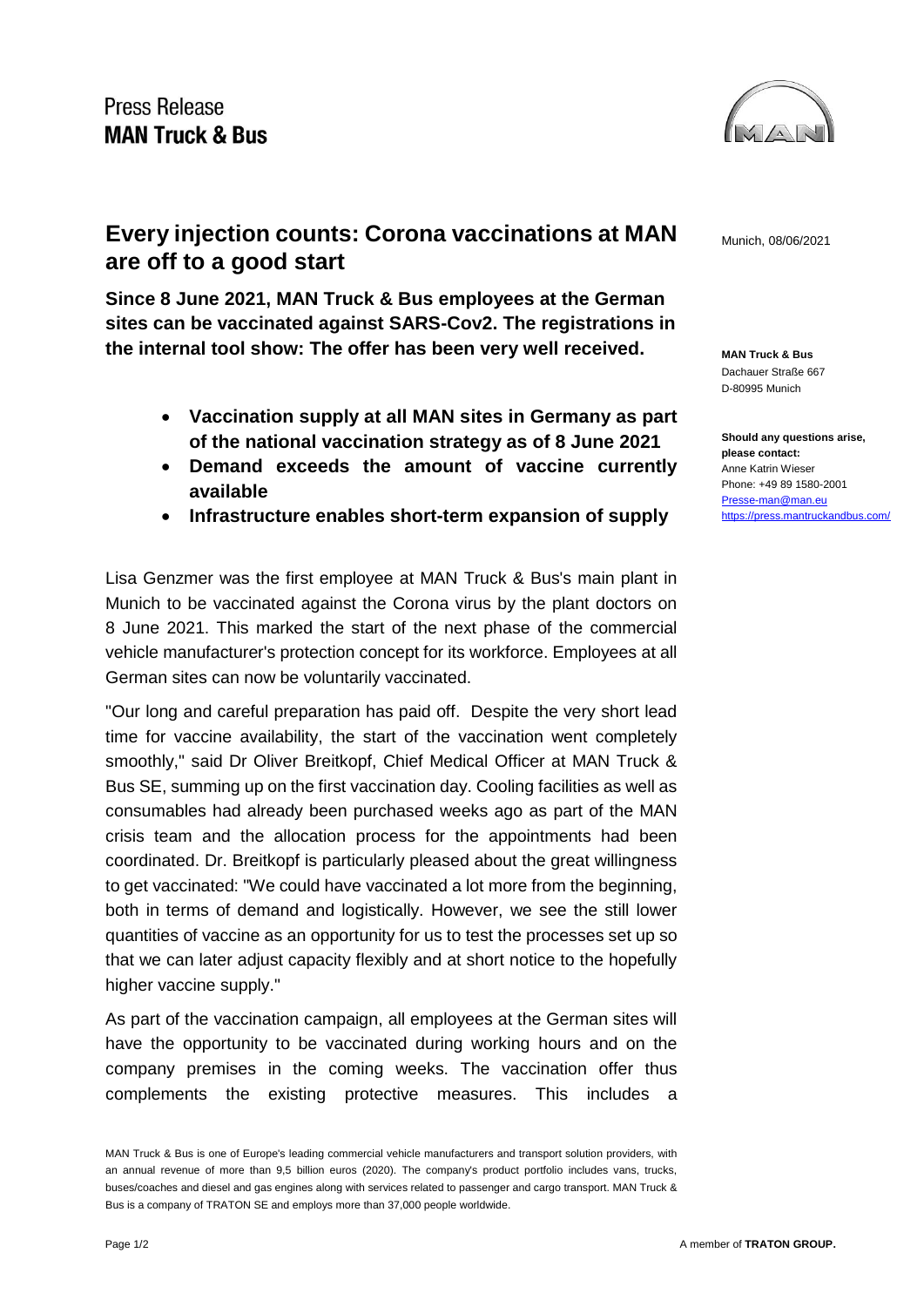Press Release
**MAN Truck & Bus**

# Every injection counts: Corona vaccinations at MAN are off to a good start

Munich, 08/06/2021

**Since 8 June 2021, MAN Truck & Bus employees at the German sites can be vaccinated against SARS-Cov2. The registrations in the internal tool show: The offer has been very well received.**

- **Vaccination supply at all MAN sites in Germany as part of the national vaccination strategy as of 8 June 2021**
- **Demand exceeds the amount of vaccine currently available**
- **Infrastructure enables short-term expansion of supply**

**MAN Truck & Bus**
Dachauer Straße 667
D-80995 Munich

**Should any questions arise, please contact:**
Anne Katrin Wieser
Phone: +49 89 1580-2001
Presse-man@man.eu
https://press.mantruckandbus.com/

Lisa Genzmer was the first employee at MAN Truck & Bus's main plant in Munich to be vaccinated against the Corona virus by the plant doctors on 8 June 2021. This marked the start of the next phase of the commercial vehicle manufacturer's protection concept for its workforce. Employees at all German sites can now be voluntarily vaccinated.

"Our long and careful preparation has paid off. Despite the very short lead time for vaccine availability, the start of the vaccination went completely smoothly," said Dr Oliver Breitkopf, Chief Medical Officer at MAN Truck & Bus SE, summing up on the first vaccination day. Cooling facilities as well as consumables had already been purchased weeks ago as part of the MAN crisis team and the allocation process for the appointments had been coordinated. Dr. Breitkopf is particularly pleased about the great willingness to get vaccinated: "We could have vaccinated a lot more from the beginning, both in terms of demand and logistically. However, we see the still lower quantities of vaccine as an opportunity for us to test the processes set up so that we can later adjust capacity flexibly and at short notice to the hopefully higher vaccine supply."

As part of the vaccination campaign, all employees at the German sites will have the opportunity to be vaccinated during working hours and on the company premises in the coming weeks. The vaccination offer thus complements the existing protective measures. This includes a

MAN Truck & Bus is one of Europe's leading commercial vehicle manufacturers and transport solution providers, with an annual revenue of more than 9,5 billion euros (2020). The company's product portfolio includes vans, trucks, buses/coaches and diesel and gas engines along with services related to passenger and cargo transport. MAN Truck & Bus is a company of TRATON SE and employs more than 37,000 people worldwide.

A member of **TRATON GROUP.**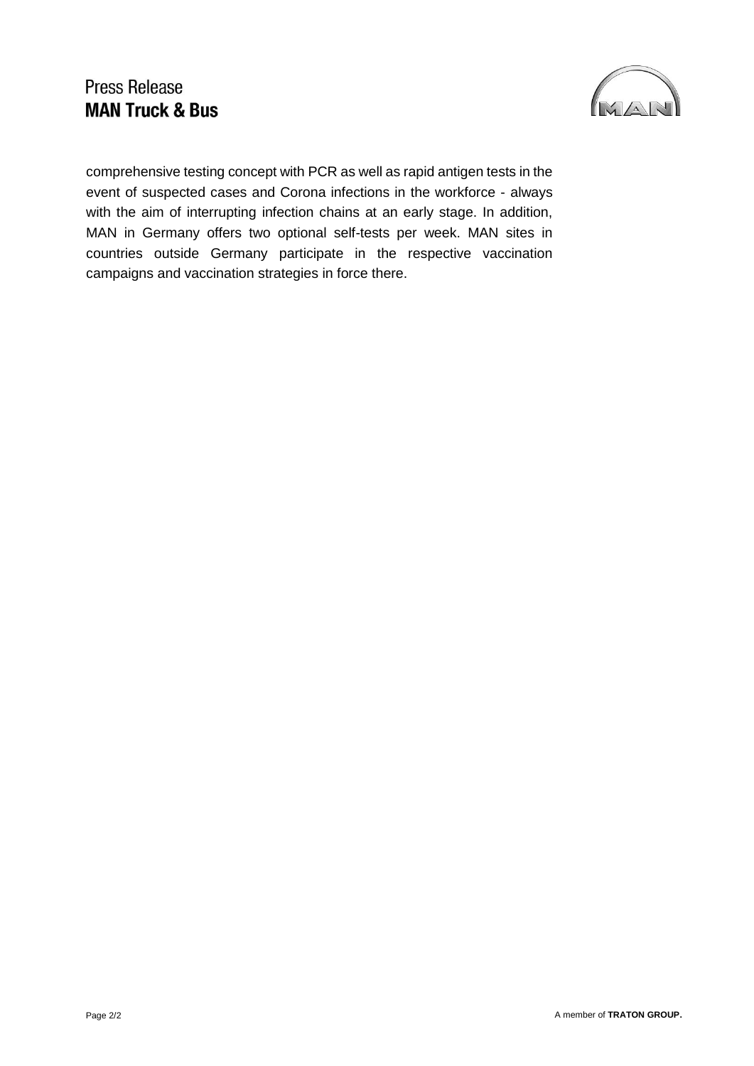comprehensive testing concept with PCR as well as rapid antigen tests in the event of suspected cases and Corona infections in the workforce - always with the aim of interrupting infection chains at an early stage. In addition, MAN in Germany offers two optional self-tests per week. MAN sites in countries outside Germany participate in the respective vaccination campaigns and vaccination strategies in force there.